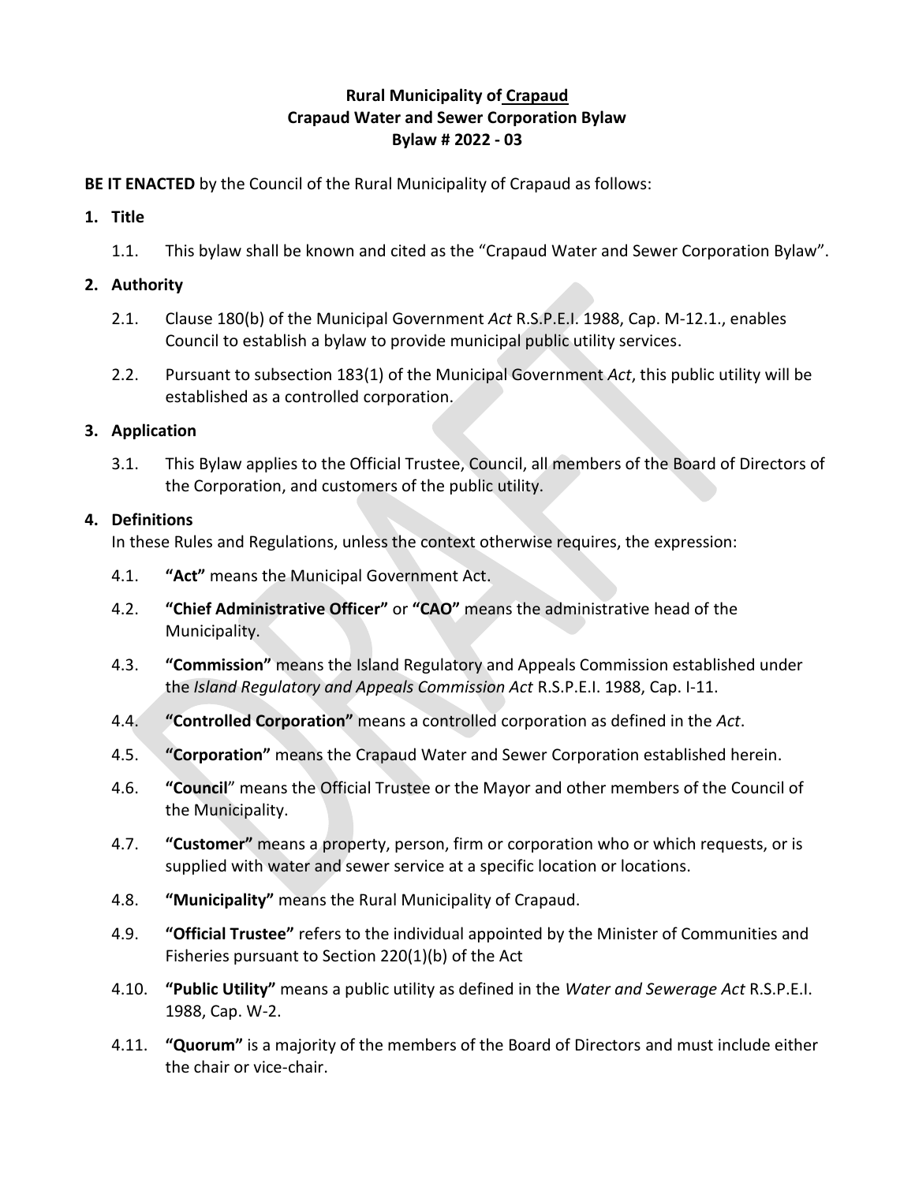**Rural Municipality of Crapaud**
**Crapaud Water and Sewer Corporation Bylaw**
**Bylaw # 2022 - 03**

**BE IT ENACTED** by the Council of the Rural Municipality of Crapaud as follows:

1. **Title**
   1.1. This bylaw shall be known and cited as the "Crapaud Water and Sewer Corporation Bylaw".

2. **Authority**
   2.1. Clause 180(b) of the Municipal Government *Act* R.S.P.E.I. 1988, Cap. M-12.1., enables Council to establish a bylaw to provide municipal public utility services.
   2.2. Pursuant to subsection 183(1) of the Municipal Government *Act*, this public utility will be established as a controlled corporation.

3. **Application**
   3.1. This Bylaw applies to the Official Trustee, Council, all members of the Board of Directors of the Corporation, and customers of the public utility.

4. **Definitions**
   In these Rules and Regulations, unless the context otherwise requires, the expression:
   4.1. **"Act"** means the Municipal Government Act.
   4.2. **"Chief Administrative Officer"** or **"CAO"** means the administrative head of the Municipality.
   4.3. **"Commission"** means the Island Regulatory and Appeals Commission established under the *Island Regulatory and Appeals Commission Act* R.S.P.E.I. 1988, Cap. I-11.
   4.4. **"Controlled Corporation"** means a controlled corporation as defined in the *Act*.
   4.5. **"Corporation"** means the Crapaud Water and Sewer Corporation established herein.
   4.6. **"Council"** means the Official Trustee or the Mayor and other members of the Council of the Municipality.
   4.7. **"Customer"** means a property, person, firm or corporation who or which requests, or is supplied with water and sewer service at a specific location or locations.
   4.8. **"Municipality"** means the Rural Municipality of Crapaud.
   4.9. **"Official Trustee"** refers to the individual appointed by the Minister of Communities and Fisheries pursuant to Section 220(1)(b) of the Act
   4.10. **"Public Utility"** means a public utility as defined in the *Water and Sewerage Act* R.S.P.E.I. 1988, Cap. W-2.
   4.11. **"Quorum"** is a majority of the members of the Board of Directors and must include either the chair or vice-chair.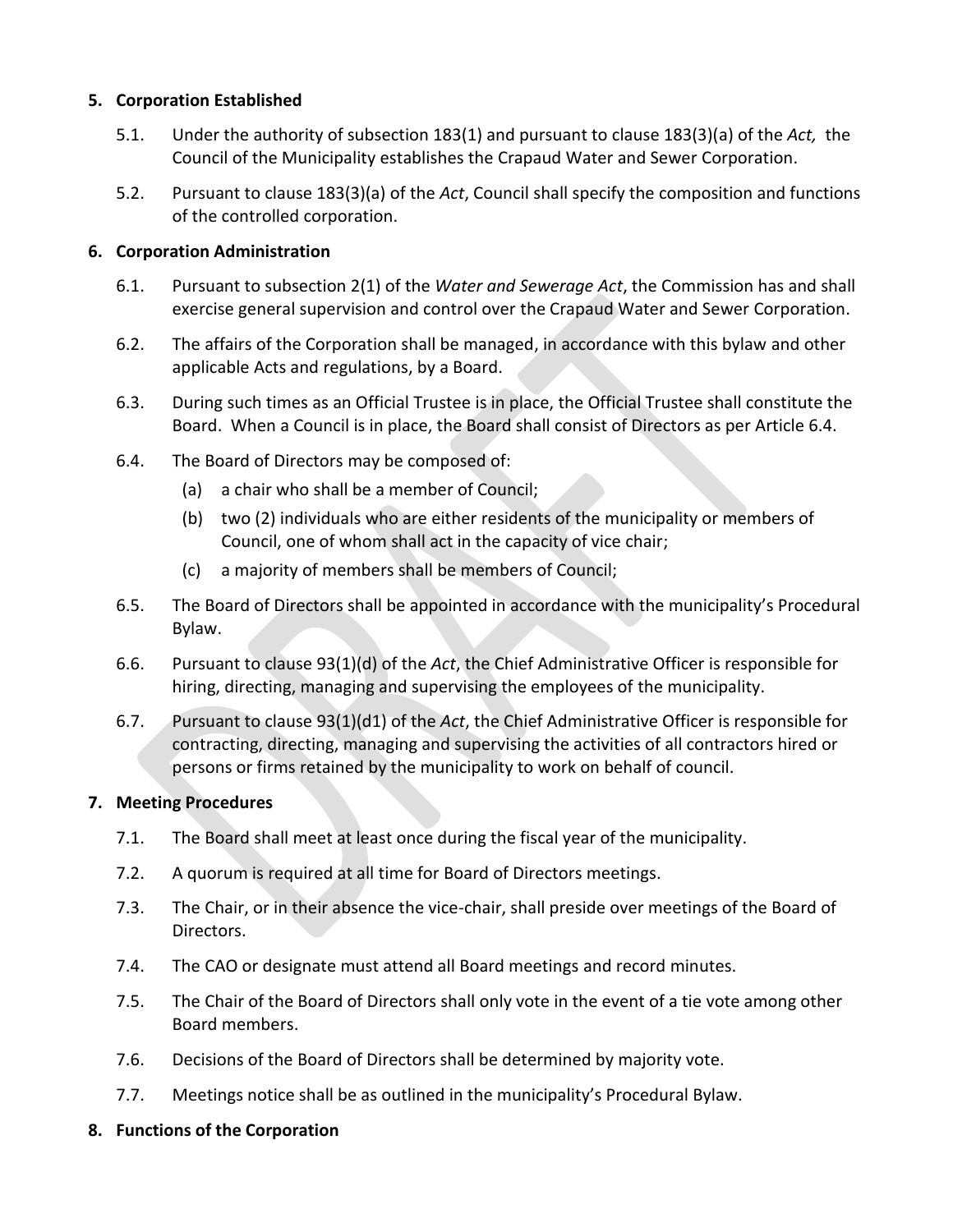## 5. Corporation Established

5.1. Under the authority of subsection 183(1) and pursuant to clause 183(3)(a) of the *Act,* the Council of the Municipality establishes the Crapaud Water and Sewer Corporation.

5.2. Pursuant to clause 183(3)(a) of the *Act*, Council shall specify the composition and functions of the controlled corporation.

## 6. Corporation Administration

6.1. Pursuant to subsection 2(1) of the *Water and Sewerage Act*, the Commission has and shall exercise general supervision and control over the Crapaud Water and Sewer Corporation.

6.2. The affairs of the Corporation shall be managed, in accordance with this bylaw and other applicable Acts and regulations, by a Board.

6.3. During such times as an Official Trustee is in place, the Official Trustee shall constitute the Board. When a Council is in place, the Board shall consist of Directors as per Article 6.4.

6.4. The Board of Directors may be composed of:

(a) a chair who shall be a member of Council;

(b) two (2) individuals who are either residents of the municipality or members of Council, one of whom shall act in the capacity of vice chair;

(c) a majority of members shall be members of Council;

6.5. The Board of Directors shall be appointed in accordance with the municipality's Procedural Bylaw.

6.6. Pursuant to clause 93(1)(d) of the *Act*, the Chief Administrative Officer is responsible for hiring, directing, managing and supervising the employees of the municipality.

6.7. Pursuant to clause 93(1)(d1) of the *Act*, the Chief Administrative Officer is responsible for contracting, directing, managing and supervising the activities of all contractors hired or persons or firms retained by the municipality to work on behalf of council.

## 7. Meeting Procedures

7.1. The Board shall meet at least once during the fiscal year of the municipality.

7.2. A quorum is required at all time for Board of Directors meetings.

7.3. The Chair, or in their absence the vice-chair, shall preside over meetings of the Board of Directors.

7.4. The CAO or designate must attend all Board meetings and record minutes.

7.5. The Chair of the Board of Directors shall only vote in the event of a tie vote among other Board members.

7.6. Decisions of the Board of Directors shall be determined by majority vote.

7.7. Meetings notice shall be as outlined in the municipality's Procedural Bylaw.

## 8. Functions of the Corporation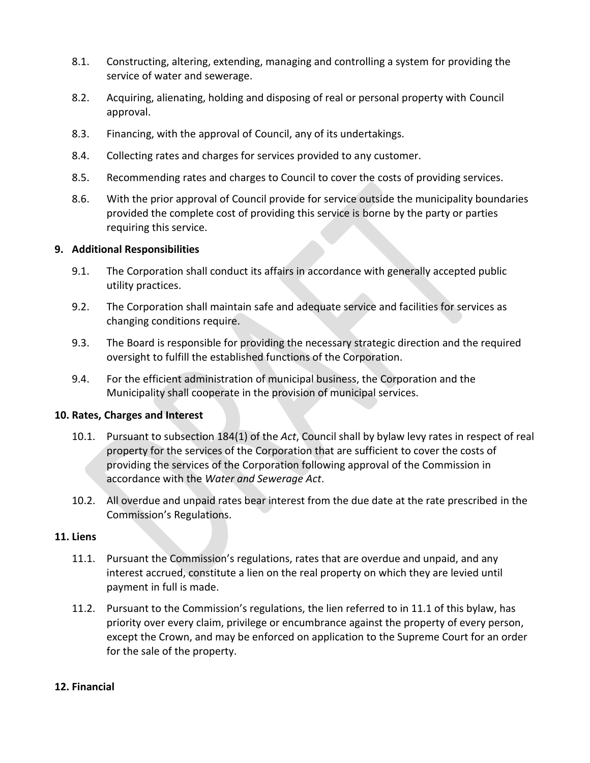8.1. Constructing, altering, extending, managing and controlling a system for providing the service of water and sewerage.

8.2. Acquiring, alienating, holding and disposing of real or personal property with Council approval.

8.3. Financing, with the approval of Council, any of its undertakings.

8.4. Collecting rates and charges for services provided to any customer.

8.5. Recommending rates and charges to Council to cover the costs of providing services.

8.6. With the prior approval of Council provide for service outside the municipality boundaries provided the complete cost of providing this service is borne by the party or parties requiring this service.

## 9. Additional Responsibilities

9.1. The Corporation shall conduct its affairs in accordance with generally accepted public utility practices.

9.2. The Corporation shall maintain safe and adequate service and facilities for services as changing conditions require.

9.3. The Board is responsible for providing the necessary strategic direction and the required oversight to fulfill the established functions of the Corporation.

9.4. For the efficient administration of municipal business, the Corporation and the Municipality shall cooperate in the provision of municipal services.

## 10. Rates, Charges and Interest

10.1. Pursuant to subsection 184(1) of the *Act*, Council shall by bylaw levy rates in respect of real property for the services of the Corporation that are sufficient to cover the costs of providing the services of the Corporation following approval of the Commission in accordance with the *Water and Sewerage Act*.

10.2. All overdue and unpaid rates bear interest from the due date at the rate prescribed in the Commission's Regulations.

## 11. Liens

11.1. Pursuant the Commission's regulations, rates that are overdue and unpaid, and any interest accrued, constitute a lien on the real property on which they are levied until payment in full is made.

11.2. Pursuant to the Commission's regulations, the lien referred to in 11.1 of this bylaw, has priority over every claim, privilege or encumbrance against the property of every person, except the Crown, and may be enforced on application to the Supreme Court for an order for the sale of the property.

## 12. Financial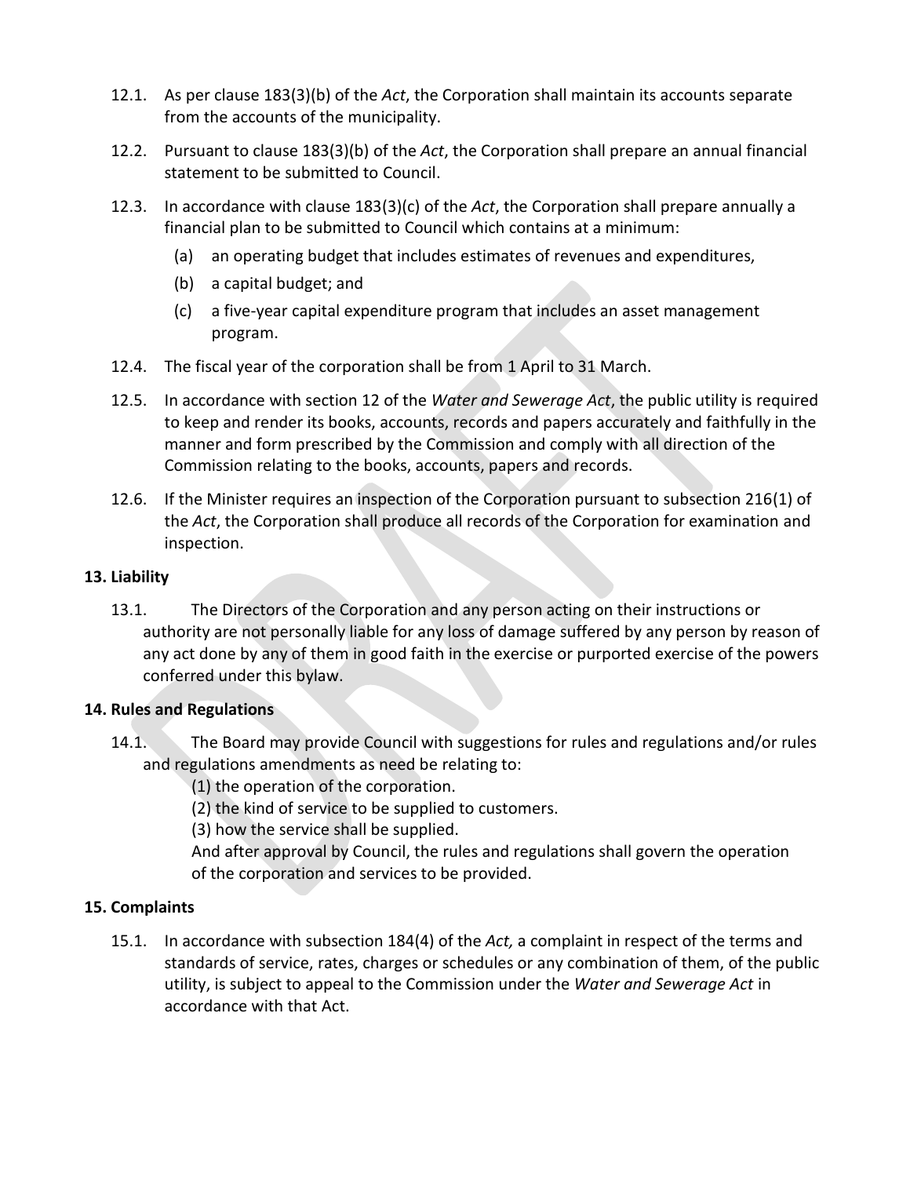12.1. As per clause 183(3)(b) of the *Act*, the Corporation shall maintain its accounts separate from the accounts of the municipality.

12.2. Pursuant to clause 183(3)(b) of the *Act*, the Corporation shall prepare an annual financial statement to be submitted to Council.

12.3. In accordance with clause 183(3)(c) of the *Act*, the Corporation shall prepare annually a financial plan to be submitted to Council which contains at a minimum:

   (a) an operating budget that includes estimates of revenues and expenditures,

   (b) a capital budget; and

   (c) a five-year capital expenditure program that includes an asset management program.

12.4. The fiscal year of the corporation shall be from 1 April to 31 March.

12.5. In accordance with section 12 of the *Water and Sewerage Act*, the public utility is required to keep and render its books, accounts, records and papers accurately and faithfully in the manner and form prescribed by the Commission and comply with all direction of the Commission relating to the books, accounts, papers and records.

12.6. If the Minister requires an inspection of the Corporation pursuant to subsection 216(1) of the *Act*, the Corporation shall produce all records of the Corporation for examination and inspection.

**13. Liability**

13.1. The Directors of the Corporation and any person acting on their instructions or authority are not personally liable for any loss of damage suffered by any person by reason of any act done by any of them in good faith in the exercise or purported exercise of the powers conferred under this bylaw.

**14. Rules and Regulations**

14.1. The Board may provide Council with suggestions for rules and regulations and/or rules and regulations amendments as need be relating to:

   (1) the operation of the corporation.

   (2) the kind of service to be supplied to customers.

   (3) how the service shall be supplied.

   And after approval by Council, the rules and regulations shall govern the operation of the corporation and services to be provided.

**15. Complaints**

15.1. In accordance with subsection 184(4) of the *Act,* a complaint in respect of the terms and standards of service, rates, charges or schedules or any combination of them, of the public utility, is subject to appeal to the Commission under the *Water and Sewerage Act* in accordance with that Act.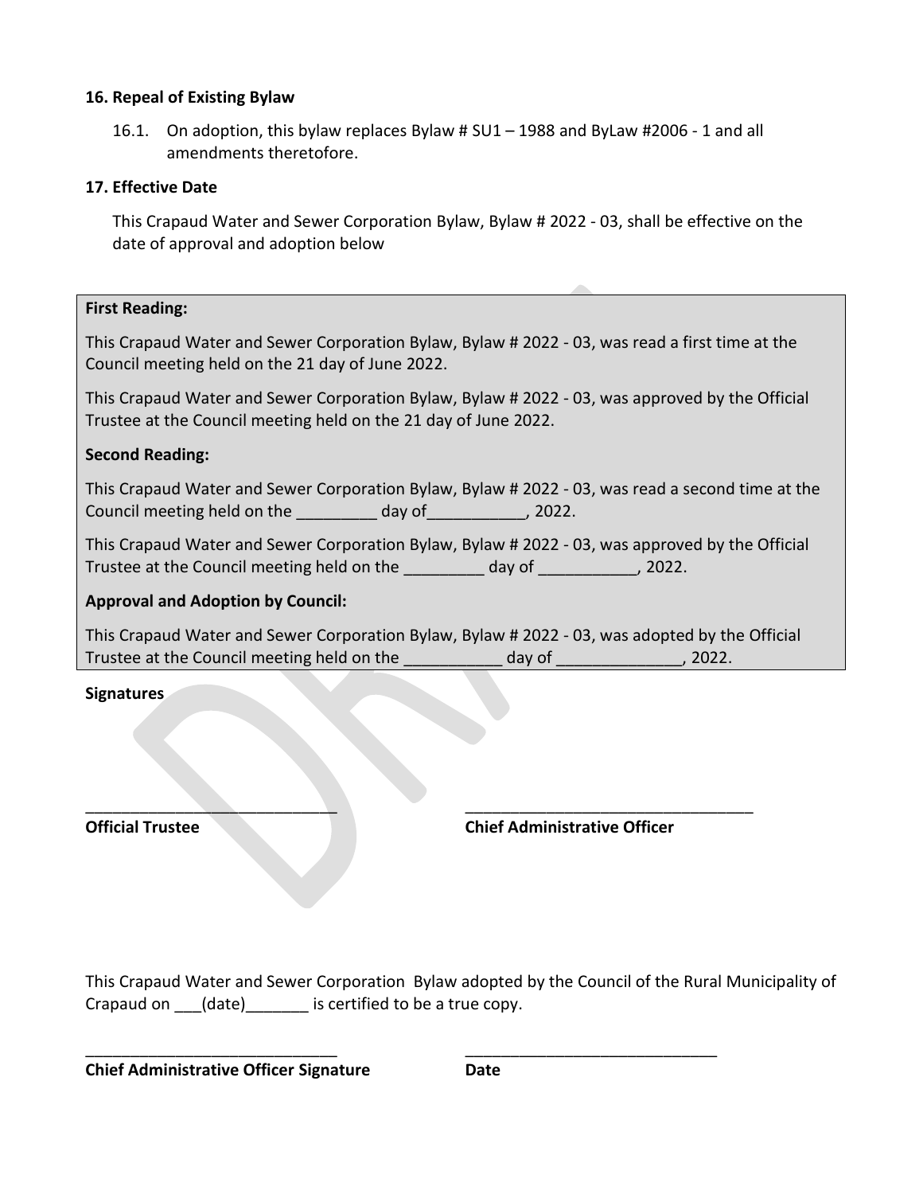**16. Repeal of Existing Bylaw**

16.1. On adoption, this bylaw replaces Bylaw # SU1 – 1988 and ByLaw #2006 - 1 and all amendments theretofore.

**17. Effective Date**

This Crapaud Water and Sewer Corporation Bylaw, Bylaw # 2022 - 03, shall be effective on the date of approval and adoption below

**First Reading:**

This Crapaud Water and Sewer Corporation Bylaw, Bylaw # 2022 - 03, was read a first time at the Council meeting held on the 21 day of June 2022.

This Crapaud Water and Sewer Corporation Bylaw, Bylaw # 2022 - 03, was approved by the Official Trustee at the Council meeting held on the 21 day of June 2022.

**Second Reading:**

This Crapaud Water and Sewer Corporation Bylaw, Bylaw # 2022 - 03, was read a second time at the Council meeting held on the _________ day of___________, 2022.

This Crapaud Water and Sewer Corporation Bylaw, Bylaw # 2022 - 03, was approved by the Official Trustee at the Council meeting held on the _________ day of ___________, 2022.

**Approval and Adoption by Council:**

This Crapaud Water and Sewer Corporation Bylaw, Bylaw # 2022 - 03, was adopted by the Official Trustee at the Council meeting held on the ___________ day of ______________, 2022.

**Signatures**

_____________________________ _________________________________

**Official Trustee** **Chief Administrative Officer**

This Crapaud Water and Sewer Corporation Bylaw adopted by the Council of the Rural Municipality of Crapaud on ___(date)_______ is certified to be a true copy.

_____________________________ _____________________________

**Chief Administrative Officer Signature** **Date**